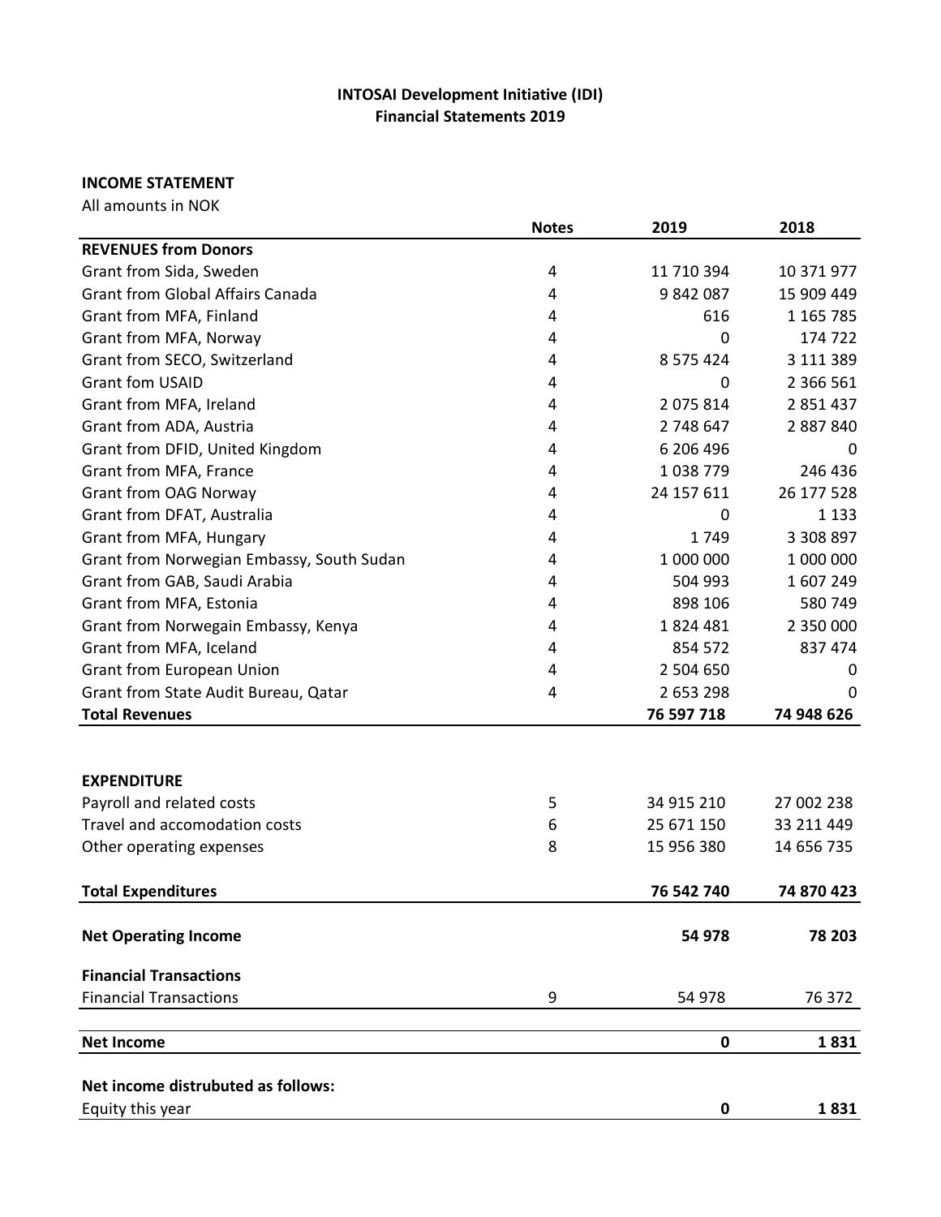**INTOSAI Development Initiative (IDI)**
**Financial Statements 2019**

**INCOME STATEMENT**

All amounts in NOK

| | Notes | 2019 | 2018 |
|---|---|---|---|
| **REVENUES from Donors** | | | |
| Grant from Sida, Sweden | 4 | 11 710 394 | 10 371 977 |
| Grant from Global Affairs Canada | 4 | 9 842 087 | 15 909 449 |
| Grant from MFA, Finland | 4 | 616 | 1 165 785 |
| Grant from MFA, Norway | 4 | 0 | 174 722 |
| Grant from SECO, Switzerland | 4 | 8 575 424 | 3 111 389 |
| Grant fom USAID | 4 | 0 | 2 366 561 |
| Grant from MFA, Ireland | 4 | 2 075 814 | 2 851 437 |
| Grant from ADA, Austria | 4 | 2 748 647 | 2 887 840 |
| Grant from DFID, United Kingdom | 4 | 6 206 496 | 0 |
| Grant from MFA, France | 4 | 1 038 779 | 246 436 |
| Grant from OAG Norway | 4 | 24 157 611 | 26 177 528 |
| Grant from DFAT, Australia | 4 | 0 | 1 133 |
| Grant from MFA, Hungary | 4 | 1 749 | 3 308 897 |
| Grant from Norwegian Embassy, South Sudan | 4 | 1 000 000 | 1 000 000 |
| Grant from GAB, Saudi Arabia | 4 | 504 993 | 1 607 249 |
| Grant from MFA, Estonia | 4 | 898 106 | 580 749 |
| Grant from Norwegain Embassy, Kenya | 4 | 1 824 481 | 2 350 000 |
| Grant from MFA, Iceland | 4 | 854 572 | 837 474 |
| Grant from European Union | 4 | 2 504 650 | 0 |
| Grant from State Audit Bureau, Qatar | 4 | 2 653 298 | 0 |
| **Total Revenues** | | **76 597 718** | **74 948 626** |

| | | | |
|---|---|---|---|
| **EXPENDITURE** | | | |
| Payroll and related costs | 5 | 34 915 210 | 27 002 238 |
| Travel and accomodation costs | 6 | 25 671 150 | 33 211 449 |
| Other operating expenses | 8 | 15 956 380 | 14 656 735 |
| **Total Expenditures** | | **76 542 740** | **74 870 423** |
| **Net Operating Income** | | **54 978** | **78 203** |
| **Financial Transactions** | | | |
| Financial Transactions | 9 | 54 978 | 76 372 |
| **Net Income** | | **0** | **1 831** |
| **Net income distrubuted as follows:** | | | |
| Equity this year | | **0** | **1 831** |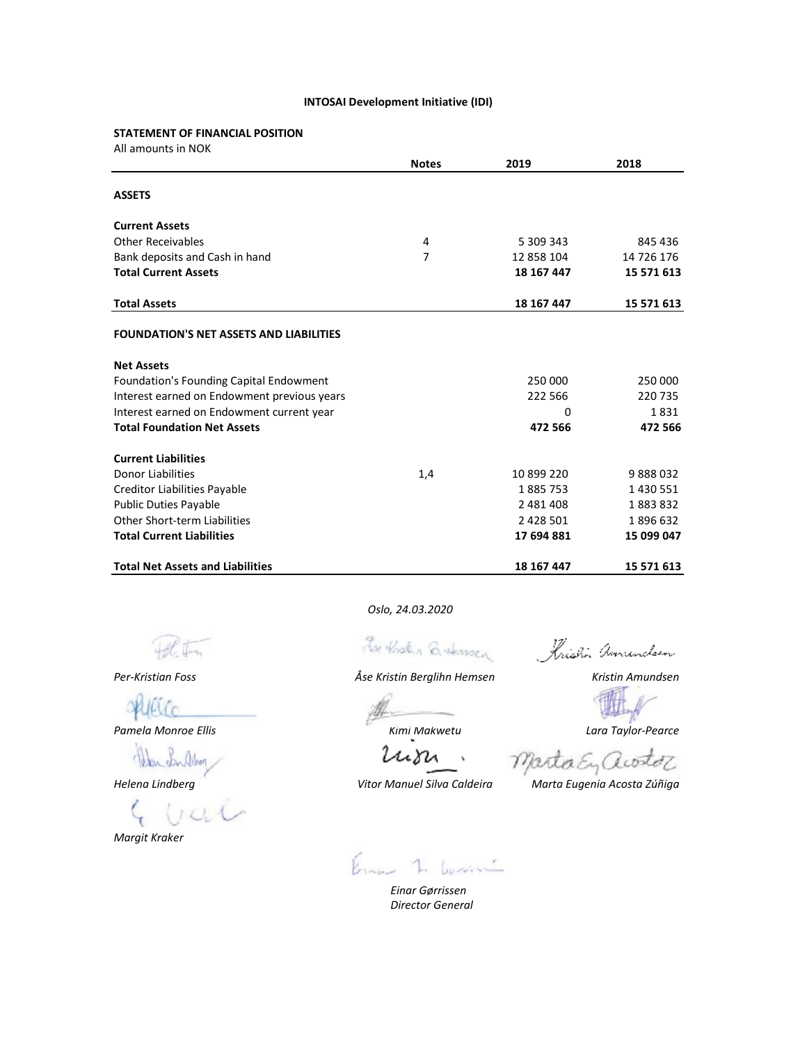**INTOSAI Development Initiative (IDI)**

**STATEMENT OF FINANCIAL POSITION**

All amounts in NOK

| | Notes | 2019 | 2018 |
|---|---|---|---|
| **ASSETS** | | | |
| **Current Assets** | | | |
| Other Receivables | 4 | 5 309 343 | 845 436 |
| Bank deposits and Cash in hand | 7 | 12 858 104 | 14 726 176 |
| **Total Current Assets** | | **18 167 447** | **15 571 613** |
| **Total Assets** | | **18 167 447** | **15 571 613** |
| **FOUNDATION'S NET ASSETS AND LIABILITIES** | | | |
| **Net Assets** | | | |
| Foundation's Founding Capital Endowment | | 250 000 | 250 000 |
| Interest earned on Endowment previous years | | 222 566 | 220 735 |
| Interest earned on Endowment current year | | 0 | 1 831 |
| **Total Foundation Net Assets** | | **472 566** | **472 566** |
| **Current Liabilities** | | | |
| Donor Liabilities | 1,4 | 10 899 220 | 9 888 032 |
| Creditor Liabilities Payable | | 1 885 753 | 1 430 551 |
| Public Duties Payable | | 2 481 408 | 1 883 832 |
| Other Short-term Liabilities | | 2 428 501 | 1 896 632 |
| **Total Current Liabilities** | | **17 694 881** | **15 099 047** |
| **Total Net Assets and Liabilities** | | **18 167 447** | **15 571 613** |

*Oslo, 24.03.2020*

*Per-Kristian Foss* *Åse Kristin Berglihn Hemsen* *Kristin Amundsen*

*Pamela Monroe Ellis* *Kimi Makwetu* *Lara Taylor-Pearce*

*Helena Lindberg* *Vitor Manuel Silva Caldeira* *Marta Eugenia Acosta Zúñiga*

*Margit Kraker*

*Einar Gørrissen*
*Director General*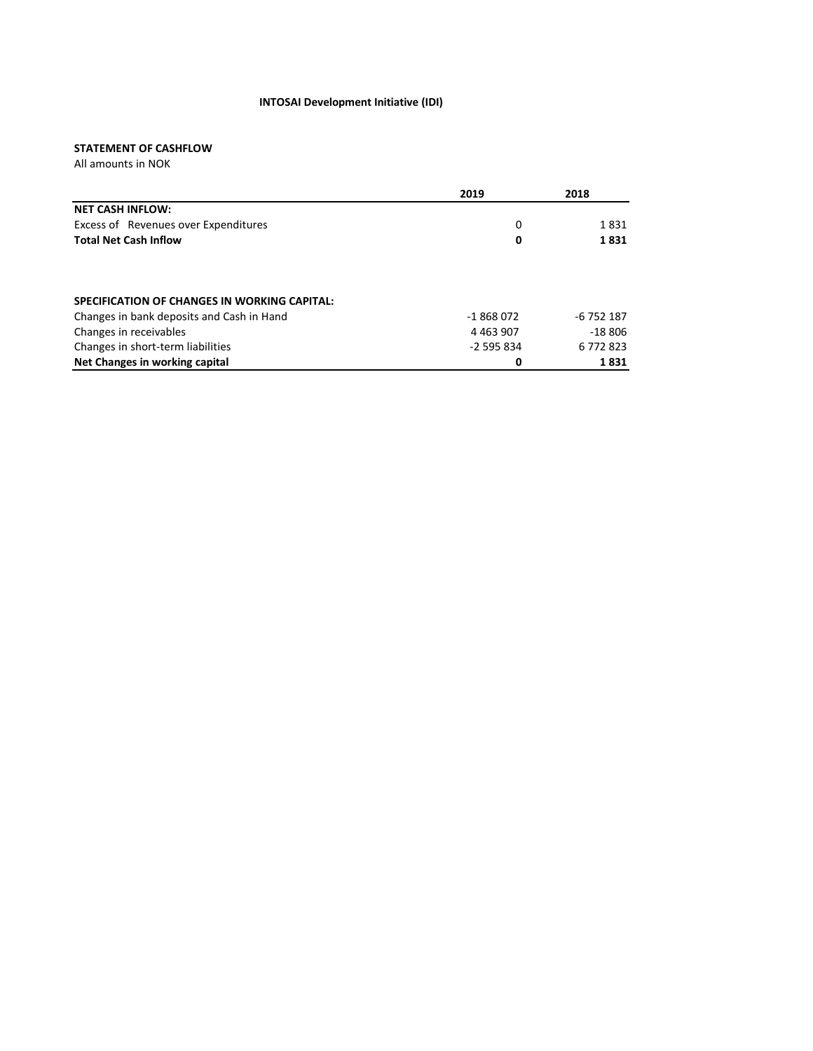**INTOSAI Development Initiative (IDI)**

**STATEMENT OF CASHFLOW**

All amounts in NOK

| | 2019 | 2018 |
|---|---|---|
| **NET CASH INFLOW:** | | |
| Excess of Revenues over Expenditures | 0 | 1 831 |
| **Total Net Cash Inflow** | **0** | **1 831** |

| | | |
|---|---|---|
| **SPECIFICATION OF CHANGES IN WORKING CAPITAL:** | | |
| Changes in bank deposits and Cash in Hand | -1 868 072 | -6 752 187 |
| Changes in receivables | 4 463 907 | -18 806 |
| Changes in short-term liabilities | -2 595 834 | 6 772 823 |
| **Net Changes in working capital** | **0** | **1 831** |